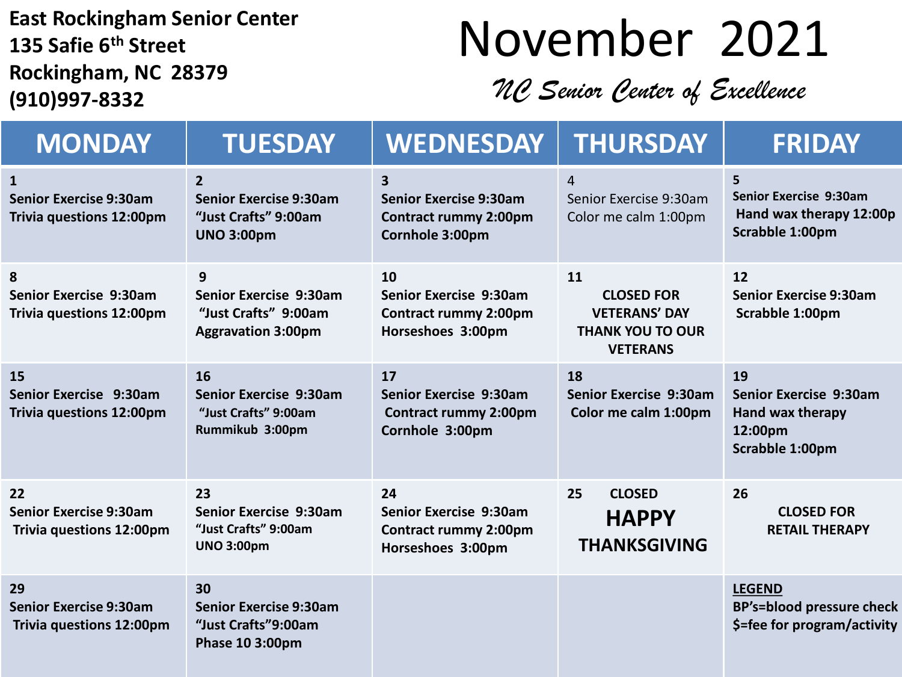**East Rockingham Senior Center**
**135 Safie 6th Street**
**Rockingham, NC 28379**
**(910)997-8332**

# November 2021

*NC Senior Center of Excellence*

| MONDAY | TUESDAY | WEDNESDAY | THURSDAY | FRIDAY |
|---|---|---|---|---|
| **1**<br>**Senior Exercise 9:30am**<br>**Trivia questions 12:00pm** | **2**<br>**Senior Exercise 9:30am**<br>**"Just Crafts" 9:00am**<br>**UNO 3:00pm** | **3**<br>**Senior Exercise 9:30am**<br>**Contract rummy 2:00pm**<br>**Cornhole 3:00pm** | 4<br>Senior Exercise 9:30am<br>Color me calm 1:00pm | **5**<br>**Senior Exercise 9:30am**<br>**Hand wax therapy 12:00p**<br>**Scrabble 1:00pm** |
| **8**<br>**Senior Exercise 9:30am**<br>**Trivia questions 12:00pm** | **9**<br>**Senior Exercise 9:30am**<br>**"Just Crafts" 9:00am**<br>**Aggravation 3:00pm** | **10**<br>**Senior Exercise 9:30am**<br>**Contract rummy 2:00pm**<br>**Horseshoes 3:00pm** | **11**<br>**CLOSED FOR VETERANS' DAY THANK YOU TO OUR VETERANS** | **12**<br>**Senior Exercise 9:30am**<br>**Scrabble 1:00pm** |
| **15**<br>**Senior Exercise 9:30am**<br>**Trivia questions 12:00pm** | **16**<br>**Senior Exercise 9:30am**<br>**"Just Crafts" 9:00am**<br>**Rummikub 3:00pm** | **17**<br>**Senior Exercise 9:30am**<br>**Contract rummy 2:00pm**<br>**Cornhole 3:00pm** | **18**<br>**Senior Exercise 9:30am**<br>**Color me calm 1:00pm** | **19**<br>**Senior Exercise 9:30am**<br>**Hand wax therapy 12:00pm**<br>**Scrabble 1:00pm** |
| **22**<br>**Senior Exercise 9:30am**<br>**Trivia questions 12:00pm** | **23**<br>**Senior Exercise 9:30am**<br>**"Just Crafts" 9:00am**<br>**UNO 3:00pm** | **24**<br>**Senior Exercise 9:30am**<br>**Contract rummy 2:00pm**<br>**Horseshoes 3:00pm** | **25 CLOSED**<br>**HAPPY THANKSGIVING** | **26**<br>**CLOSED FOR RETAIL THERAPY** |
| **29**<br>**Senior Exercise 9:30am**<br>**Trivia questions 12:00pm** | **30**<br>**Senior Exercise 9:30am**<br>**"Just Crafts"9:00am**<br>**Phase 10 3:00pm** | | | **LEGEND**<br>**BP's=blood pressure check**<br>**$=fee for program/activity** |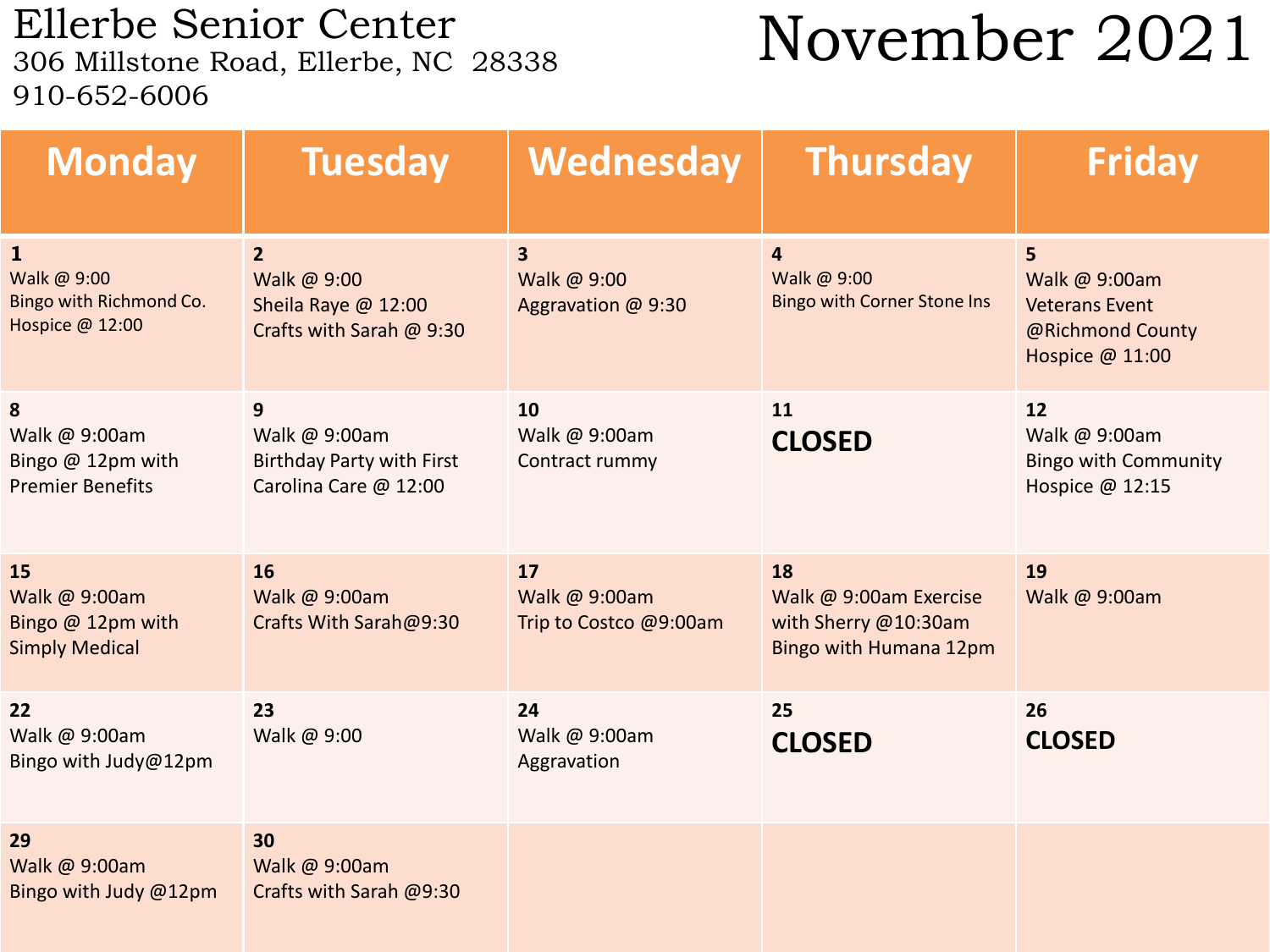# Ellerbe Senior Center

306 Millstone Road, Ellerbe, NC 28338

910-652-6006

# November 2021

| Monday | Tuesday | Wednesday | Thursday | Friday |
|---|---|---|---|---|
| **1**<br>Walk @ 9:00<br>Bingo with Richmond Co. Hospice @ 12:00 | **2**<br>Walk @ 9:00<br>Sheila Raye @ 12:00<br>Crafts with Sarah @ 9:30 | **3**<br>Walk @ 9:00<br>Aggravation @ 9:30 | **4**<br>Walk @ 9:00<br>Bingo with Corner Stone Ins | **5**<br>Walk @ 9:00am<br>Veterans Event @Richmond County Hospice @ 11:00 |
| **8**<br>Walk @ 9:00am<br>Bingo @ 12pm with Premier Benefits | **9**<br>Walk @ 9:00am<br>Birthday Party with First Carolina Care @ 12:00 | **10**<br>Walk @ 9:00am<br>Contract rummy | **11**<br>**CLOSED** | **12**<br>Walk @ 9:00am<br>Bingo with Community Hospice @ 12:15 |
| **15**<br>Walk @ 9:00am<br>Bingo @ 12pm with Simply Medical | **16**<br>Walk @ 9:00am<br>Crafts With Sarah@9:30 | **17**<br>Walk @ 9:00am<br>Trip to Costco @9:00am | **18**<br>Walk @ 9:00am Exercise with Sherry @10:30am<br>Bingo with Humana 12pm | **19**<br>Walk @ 9:00am |
| **22**<br>Walk @ 9:00am<br>Bingo with Judy@12pm | **23**<br>Walk @ 9:00 | **24**<br>Walk @ 9:00am<br>Aggravation | **25**<br>**CLOSED** | **26**<br>**CLOSED** |
| **29**<br>Walk @ 9:00am<br>Bingo with Judy @12pm | **30**<br>Walk @ 9:00am<br>Crafts with Sarah @9:30 | | | |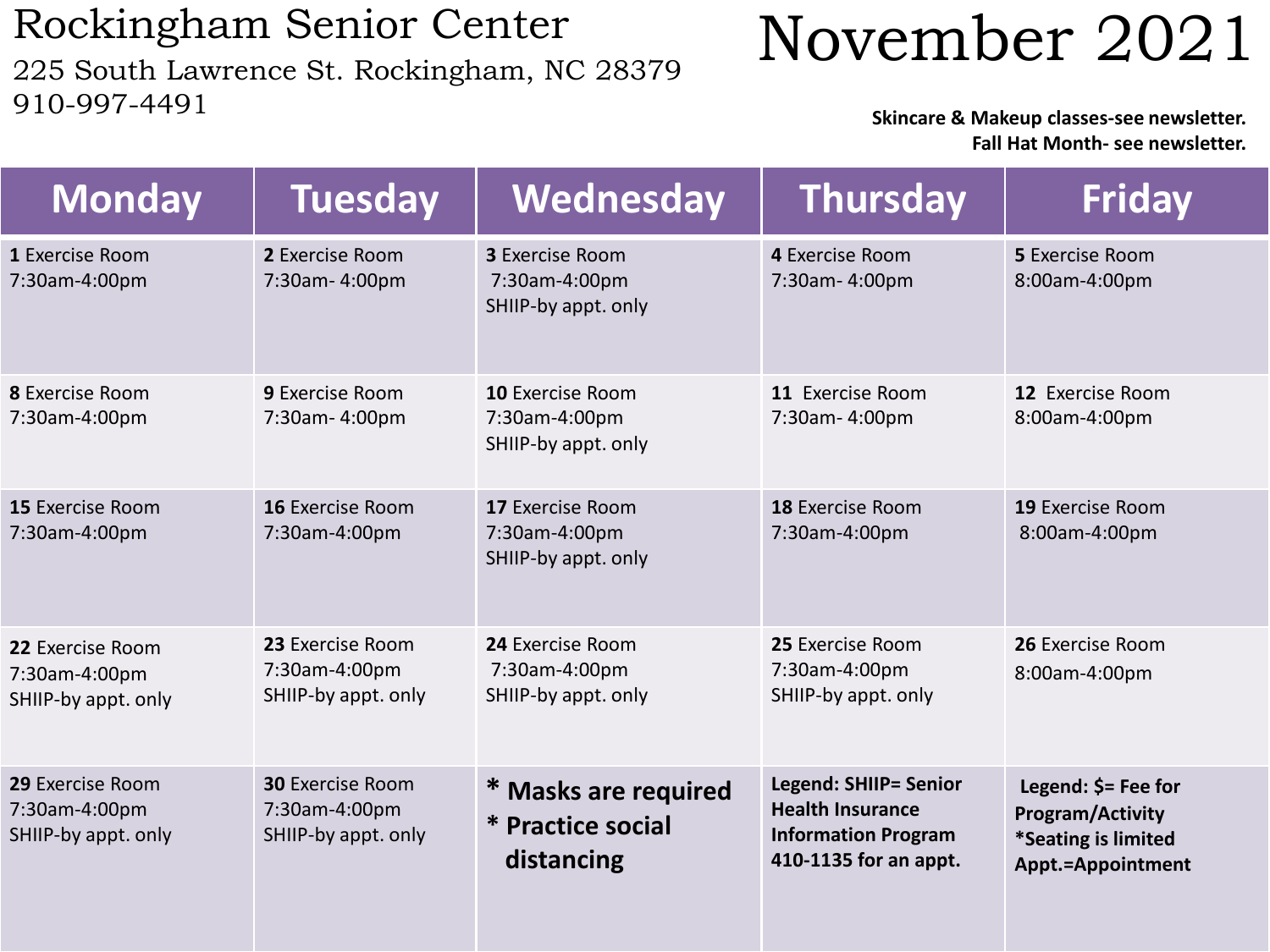# Rockingham Senior Center

225 South Lawrence St. Rockingham, NC 28379
910-997-4491

# November 2021

**Skincare & Makeup classes-see newsletter.**
**Fall Hat Month- see newsletter.**

| Monday | Tuesday | Wednesday | Thursday | Friday |
|---|---|---|---|---|
| **1** Exercise Room 7:30am-4:00pm | **2** Exercise Room 7:30am- 4:00pm | **3** Exercise Room 7:30am-4:00pm SHIIP-by appt. only | **4** Exercise Room 7:30am- 4:00pm | **5** Exercise Room 8:00am-4:00pm |
| **8** Exercise Room 7:30am-4:00pm | **9** Exercise Room 7:30am- 4:00pm | **10** Exercise Room 7:30am-4:00pm SHIIP-by appt. only | **11** Exercise Room 7:30am- 4:00pm | **12** Exercise Room 8:00am-4:00pm |
| **15** Exercise Room 7:30am-4:00pm | **16** Exercise Room 7:30am-4:00pm | **17** Exercise Room 7:30am-4:00pm SHIIP-by appt. only | **18** Exercise Room 7:30am-4:00pm | **19** Exercise Room 8:00am-4:00pm |
| **22** Exercise Room 7:30am-4:00pm SHIIP-by appt. only | **23** Exercise Room 7:30am-4:00pm SHIIP-by appt. only | **24** Exercise Room 7:30am-4:00pm SHIIP-by appt. only | **25** Exercise Room 7:30am-4:00pm SHIIP-by appt. only | **26** Exercise Room 8:00am-4:00pm |
| **29** Exercise Room 7:30am-4:00pm SHIIP-by appt. only | **30** Exercise Room 7:30am-4:00pm SHIIP-by appt. only | **\* Masks are required** **\* Practice social distancing** | **Legend: SHIIP= Senior Health Insurance Information Program 410-1135 for an appt.** | **Legend: $= Fee for Program/Activity \*Seating is limited Appt.=Appointment** |